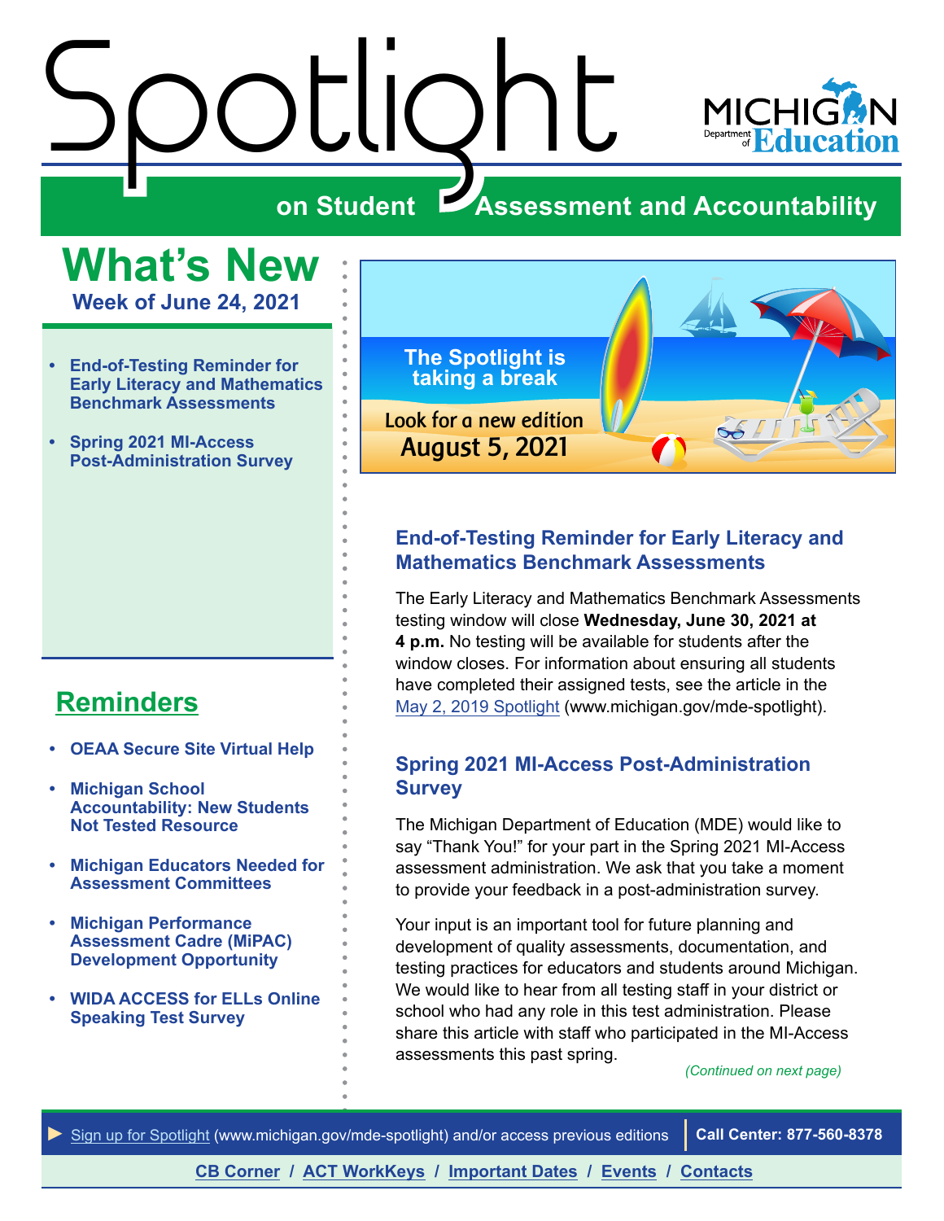# Spotlight

## on Student Assessment and Accountability

Michigan Department of Education

## What's New

**Week of June 24, 2021**

- End-of-Testing Reminder for Early Literacy and Mathematics Benchmark Assessments
- Spring 2021 MI-Access Post-Administration Survey

## Reminders

- OEAA Secure Site Virtual Help
- Michigan School Accountability: New Students Not Tested Resource
- Michigan Educators Needed for Assessment Committees
- Michigan Performance Assessment Cadre (MiPAC) Development Opportunity
- WIDA ACCESS for ELLs Online Speaking Test Survey

The Spotlight is taking a break

Look for a new edition August 5, 2021

### End-of-Testing Reminder for Early Literacy and Mathematics Benchmark Assessments

The Early Literacy and Mathematics Benchmark Assessments testing window will close **Wednesday, June 30, 2021 at 4 p.m.** No testing will be available for students after the window closes. For information about ensuring all students have completed their assigned tests, see the article in the May 2, 2019 Spotlight (www.michigan.gov/mde-spotlight).

### Spring 2021 MI-Access Post-Administration Survey

The Michigan Department of Education (MDE) would like to say "Thank You!" for your part in the Spring 2021 MI-Access assessment administration. We ask that you take a moment to provide your feedback in a post-administration survey.

Your input is an important tool for future planning and development of quality assessments, documentation, and testing practices for educators and students around Michigan. We would like to hear from all testing staff in your district or school who had any role in this test administration. Please share this article with staff who participated in the MI-Access assessments this past spring.

*(Continued on next page)*

► Sign up for Spotlight (www.michigan.gov/mde-spotlight) and/or access previous editions | Call Center: 877-560-8378

CB Corner / ACT WorkKeys / Important Dates / Events / Contacts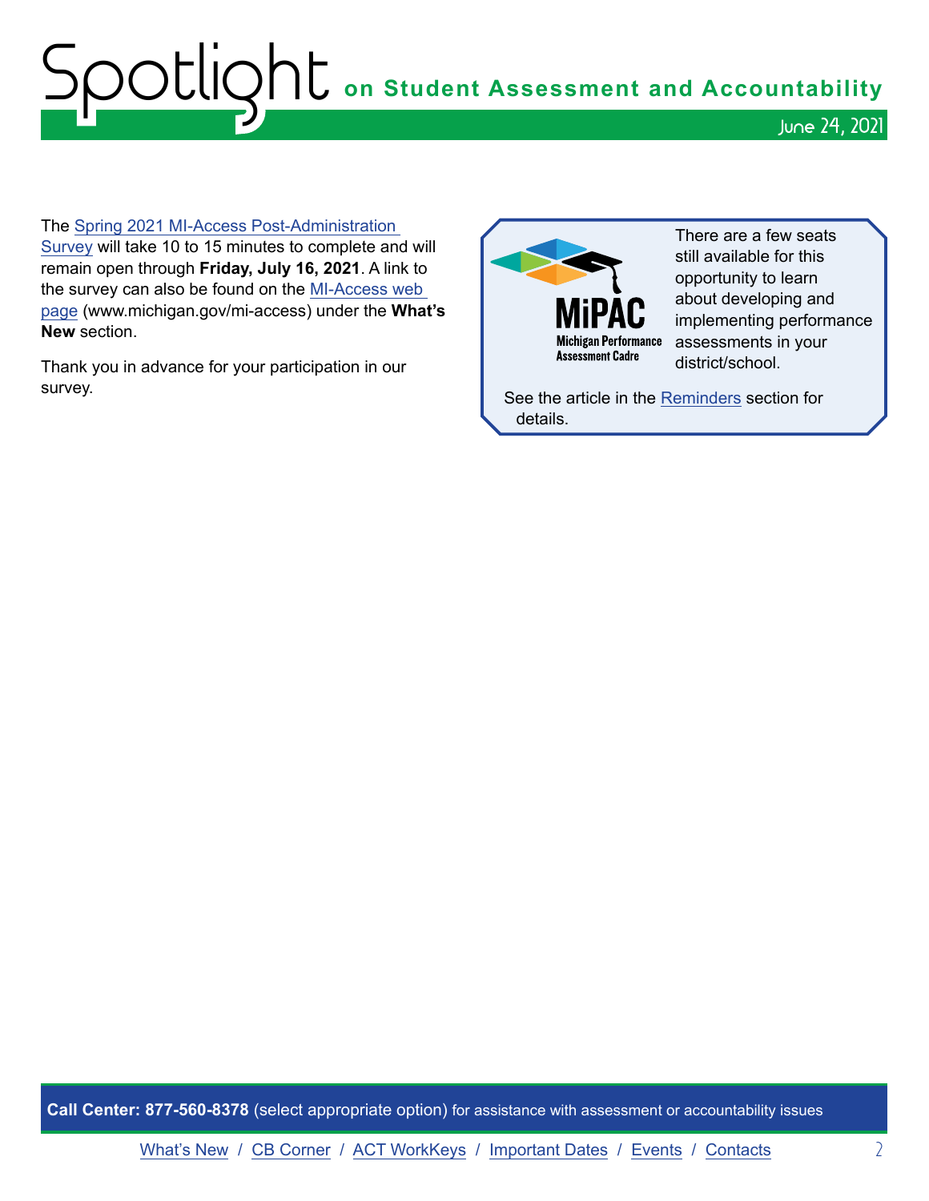The Spring 2021 MI-Access Post-Administration Survey will take 10 to 15 minutes to complete and will remain open through **Friday, July 16, 2021**. A link to the survey can also be found on the MI-Access web page (www.michigan.gov/mi-access) under the **What's New** section.

Thank you in advance for your participation in our survey.

MiPAC Michigan Performance Assessment Cadre

There are a few seats still available for this opportunity to learn about developing and implementing performance assessments in your district/school.

See the article in the Reminders section for details.

**Call Center: 877-560-8378** (select appropriate option) for assistance with assessment or accountability issues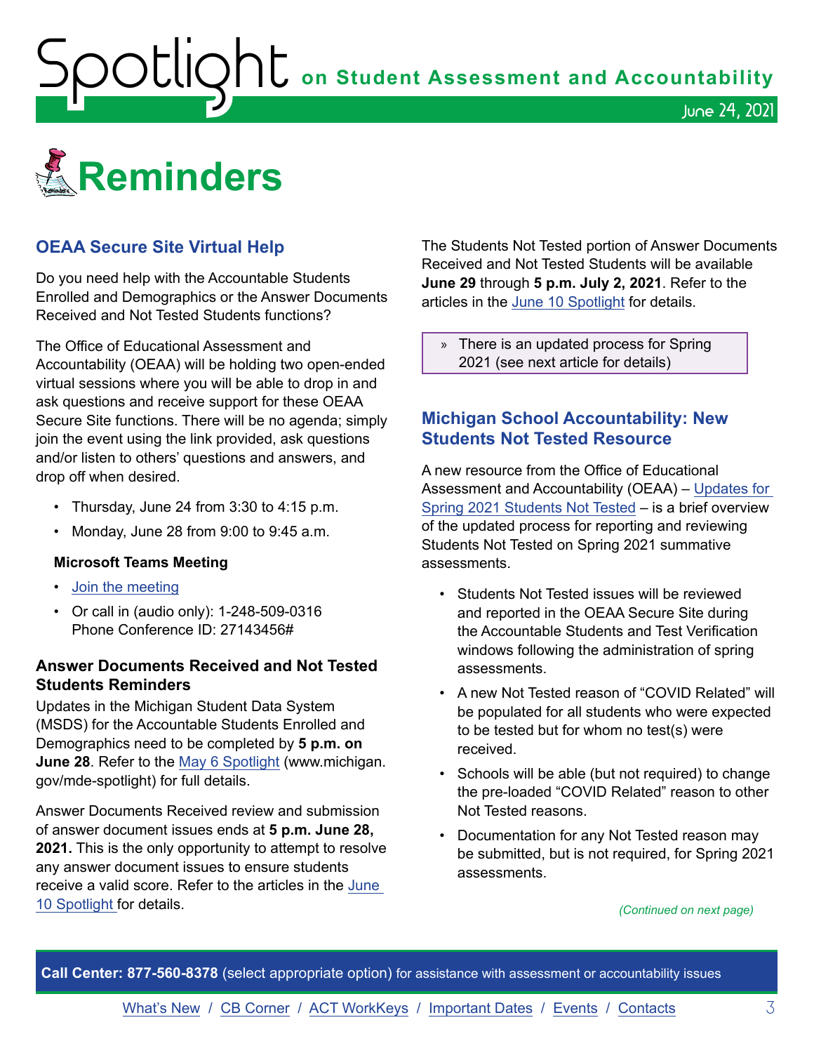# Reminders

## OEAA Secure Site Virtual Help

Do you need help with the Accountable Students Enrolled and Demographics or the Answer Documents Received and Not Tested Students functions?

The Office of Educational Assessment and Accountability (OEAA) will be holding two open-ended virtual sessions where you will be able to drop in and ask questions and receive support for these OEAA Secure Site functions. There will be no agenda; simply join the event using the link provided, ask questions and/or listen to others' questions and answers, and drop off when desired.

- Thursday, June 24 from 3:30 to 4:15 p.m.
- Monday, June 28 from 9:00 to 9:45 a.m.

**Microsoft Teams Meeting**

- Join the meeting
- Or call in (audio only): 1-248-509-0316
  Phone Conference ID: 27143456#

### Answer Documents Received and Not Tested Students Reminders

Updates in the Michigan Student Data System (MSDS) for the Accountable Students Enrolled and Demographics need to be completed by **5 p.m. on June 28**. Refer to the May 6 Spotlight (www.michigan.gov/mde-spotlight) for full details.

Answer Documents Received review and submission of answer document issues ends at **5 p.m. June 28, 2021.** This is the only opportunity to attempt to resolve any answer document issues to ensure students receive a valid score. Refer to the articles in the June 10 Spotlight for details.

The Students Not Tested portion of Answer Documents Received and Not Tested Students will be available **June 29** through **5 p.m. July 2, 2021**. Refer to the articles in the June 10 Spotlight for details.

» There is an updated process for Spring 2021 (see next article for details)

## Michigan School Accountability: New Students Not Tested Resource

A new resource from the Office of Educational Assessment and Accountability (OEAA) – Updates for Spring 2021 Students Not Tested – is a brief overview of the updated process for reporting and reviewing Students Not Tested on Spring 2021 summative assessments.

- Students Not Tested issues will be reviewed and reported in the OEAA Secure Site during the Accountable Students and Test Verification windows following the administration of spring assessments.
- A new Not Tested reason of "COVID Related" will be populated for all students who were expected to be tested but for whom no test(s) were received.
- Schools will be able (but not required) to change the pre-loaded "COVID Related" reason to other Not Tested reasons.
- Documentation for any Not Tested reason may be submitted, but is not required, for Spring 2021 assessments.

*(Continued on next page)*

**Call Center: 877-560-8378** (select appropriate option) for assistance with assessment or accountability issues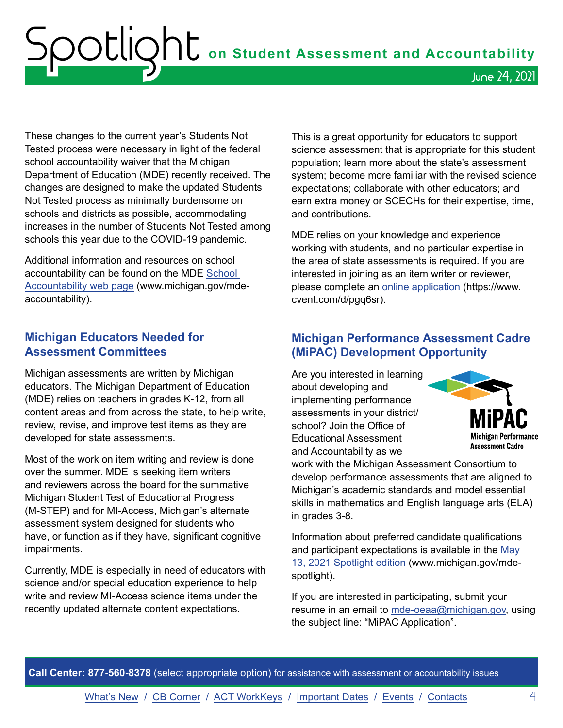These changes to the current year's Students Not Tested process were necessary in light of the federal school accountability waiver that the Michigan Department of Education (MDE) recently received. The changes are designed to make the updated Students Not Tested process as minimally burdensome on schools and districts as possible, accommodating increases in the number of Students Not Tested among schools this year due to the COVID-19 pandemic.

Additional information and resources on school accountability can be found on the MDE [School Accountability web page](www.michigan.gov/mde-accountability) (www.michigan.gov/mde-accountability).

## Michigan Educators Needed for Assessment Committees

Michigan assessments are written by Michigan educators. The Michigan Department of Education (MDE) relies on teachers in grades K-12, from all content areas and from across the state, to help write, review, revise, and improve test items as they are developed for state assessments.

Most of the work on item writing and review is done over the summer. MDE is seeking item writers and reviewers across the board for the summative Michigan Student Test of Educational Progress (M-STEP) and for MI-Access, Michigan's alternate assessment system designed for students who have, or function as if they have, significant cognitive impairments.

Currently, MDE is especially in need of educators with science and/or special education experience to help write and review MI-Access science items under the recently updated alternate content expectations.

This is a great opportunity for educators to support science assessment that is appropriate for this student population; learn more about the state's assessment system; become more familiar with the revised science expectations; collaborate with other educators; and earn extra money or SCECHs for their expertise, time, and contributions.

MDE relies on your knowledge and experience working with students, and no particular expertise in the area of state assessments is required. If you are interested in joining as an item writer or reviewer, please complete an [online application](https://www.cvent.com/d/pgq6sr) (https://www.cvent.com/d/pgq6sr).

## Michigan Performance Assessment Cadre (MiPAC) Development Opportunity

Are you interested in learning about developing and implementing performance assessments in your district/school? Join the Office of Educational Assessment and Accountability as we work with the Michigan Assessment Consortium to develop performance assessments that are aligned to Michigan's academic standards and model essential skills in mathematics and English language arts (ELA) in grades 3-8.

Information about preferred candidate qualifications and participant expectations is available in the [May 13, 2021 Spotlight edition](www.michigan.gov/mde-spotlight) (www.michigan.gov/mde-spotlight).

If you are interested in participating, submit your resume in an email to [mde-oeaa@michigan.gov](mailto:mde-oeaa@michigan.gov), using the subject line: "MiPAC Application".

**Call Center: 877-560-8378** (select appropriate option) for assistance with assessment or accountability issues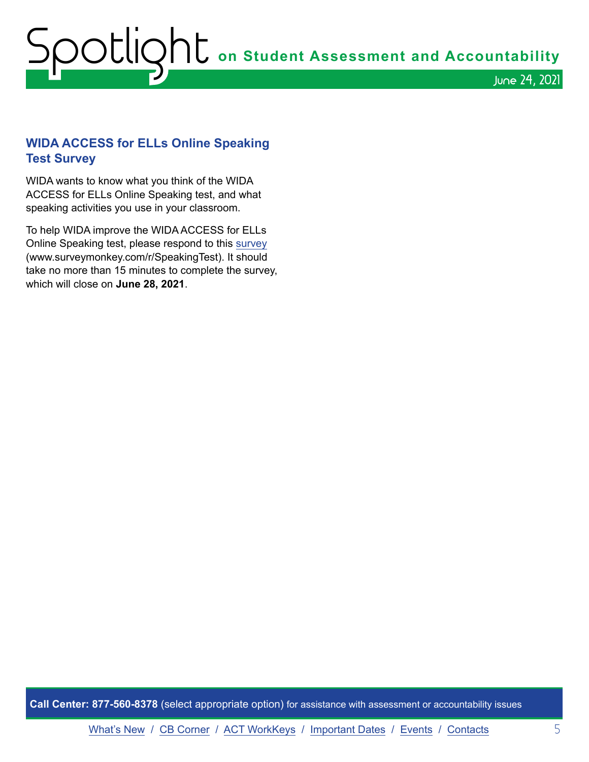## WIDA ACCESS for ELLs Online Speaking Test Survey

WIDA wants to know what you think of the WIDA ACCESS for ELLs Online Speaking test, and what speaking activities you use in your classroom.

To help WIDA improve the WIDA ACCESS for ELLs Online Speaking test, please respond to this survey (www.surveymonkey.com/r/SpeakingTest). It should take no more than 15 minutes to complete the survey, which will close on **June 28, 2021**.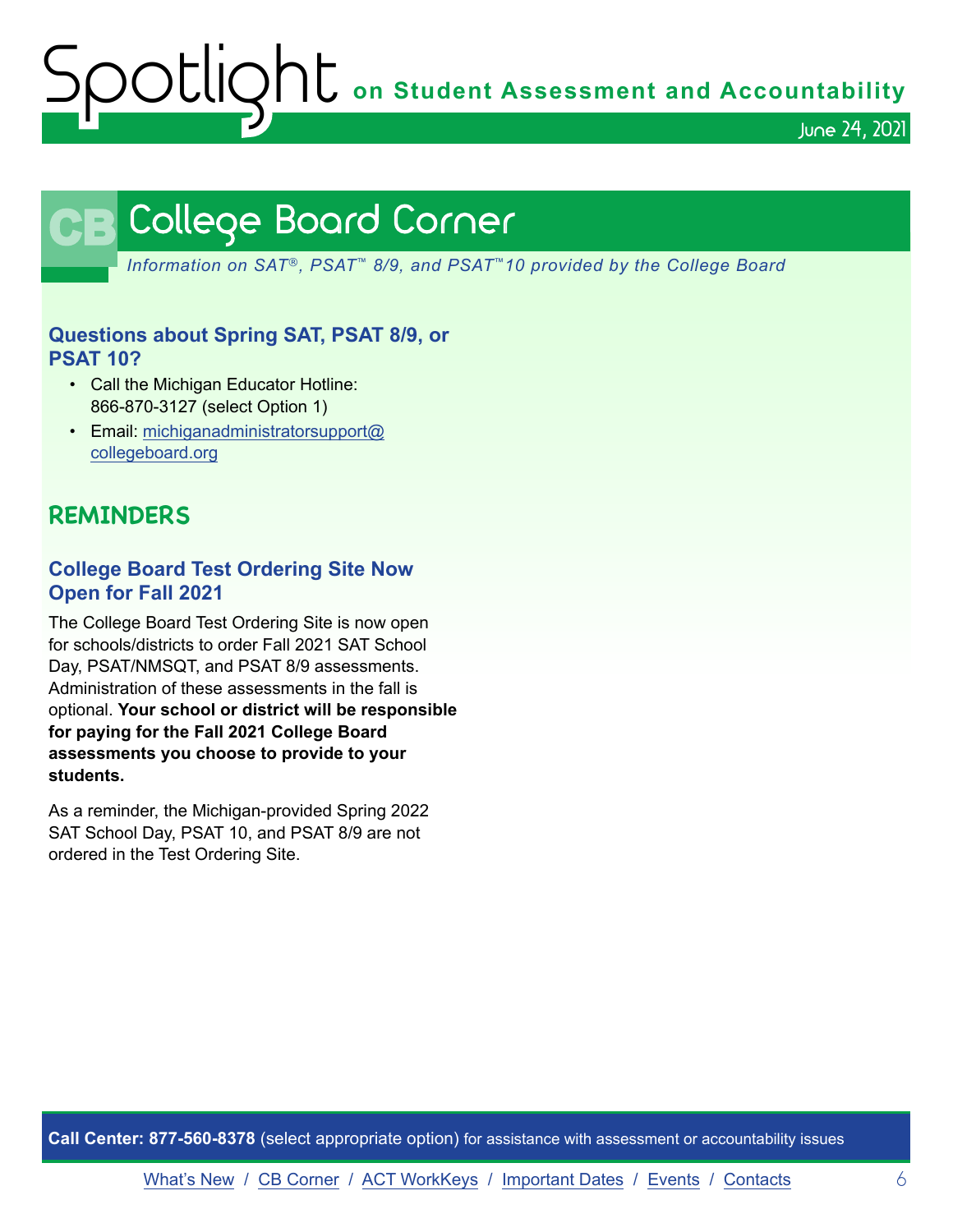# College Board Corner

*Information on SAT®, PSAT™ 8/9, and PSAT™10 provided by the College Board*

### Questions about Spring SAT, PSAT 8/9, or PSAT 10?

- Call the Michigan Educator Hotline: 866-870-3127 (select Option 1)
- Email: michiganadministratorsupport@collegeboard.org

## REMINDERS

### College Board Test Ordering Site Now Open for Fall 2021

The College Board Test Ordering Site is now open for schools/districts to order Fall 2021 SAT School Day, PSAT/NMSQT, and PSAT 8/9 assessments. Administration of these assessments in the fall is optional. **Your school or district will be responsible for paying for the Fall 2021 College Board assessments you choose to provide to your students.**

As a reminder, the Michigan-provided Spring 2022 SAT School Day, PSAT 10, and PSAT 8/9 are not ordered in the Test Ordering Site.

**Call Center: 877-560-8378** (select appropriate option) for assistance with assessment or accountability issues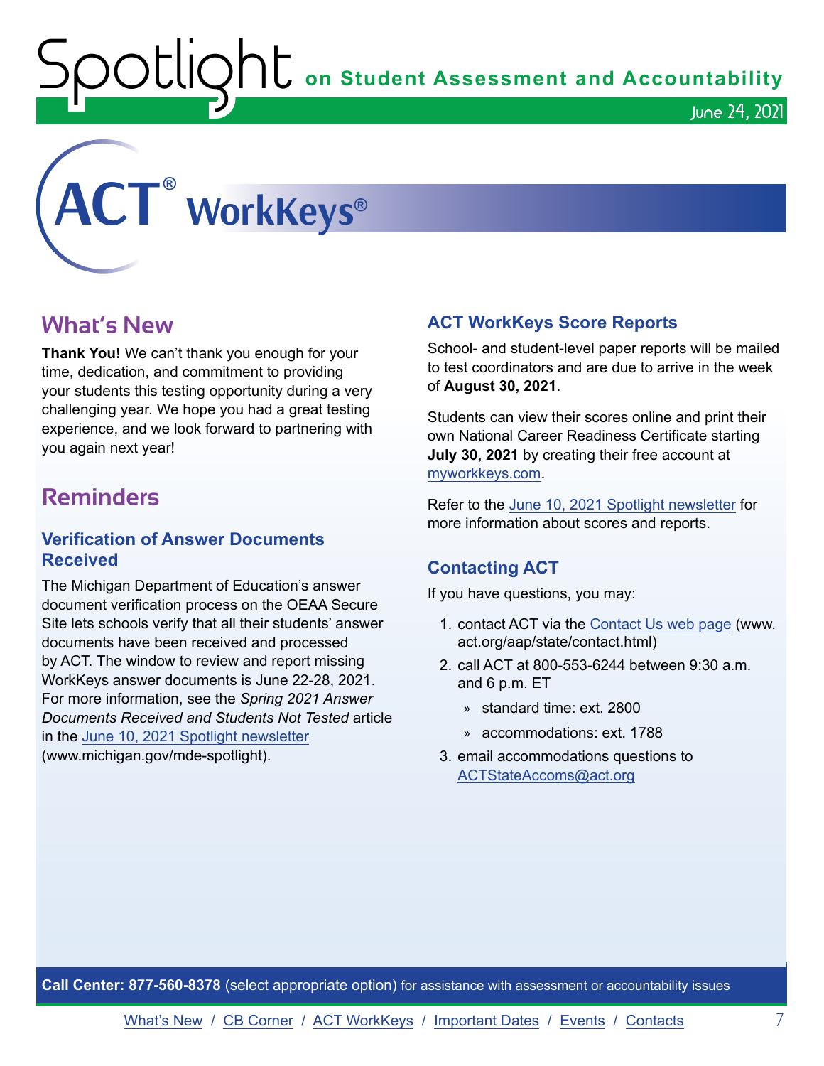# ACT® WorkKeys®

## What's New

**Thank You!** We can't thank you enough for your time, dedication, and commitment to providing your students this testing opportunity during a very challenging year. We hope you had a great testing experience, and we look forward to partnering with you again next year!

## Reminders

### Verification of Answer Documents Received

The Michigan Department of Education's answer document verification process on the OEAA Secure Site lets schools verify that all their students' answer documents have been received and processed by ACT. The window to review and report missing WorkKeys answer documents is June 22-28, 2021. For more information, see the *Spring 2021 Answer Documents Received and Students Not Tested* article in the June 10, 2021 Spotlight newsletter (www.michigan.gov/mde-spotlight).

### ACT WorkKeys Score Reports

School- and student-level paper reports will be mailed to test coordinators and are due to arrive in the week of **August 30, 2021**.

Students can view their scores online and print their own National Career Readiness Certificate starting **July 30, 2021** by creating their free account at myworkkeys.com.

Refer to the June 10, 2021 Spotlight newsletter for more information about scores and reports.

### Contacting ACT

If you have questions, you may:

1. contact ACT via the Contact Us web page (www.act.org/aap/state/contact.html)
2. call ACT at 800-553-6244 between 9:30 a.m. and 6 p.m. ET
   - standard time: ext. 2800
   - accommodations: ext. 1788
3. email accommodations questions to ACTStateAccoms@act.org

**Call Center: 877-560-8378** (select appropriate option) for assistance with assessment or accountability issues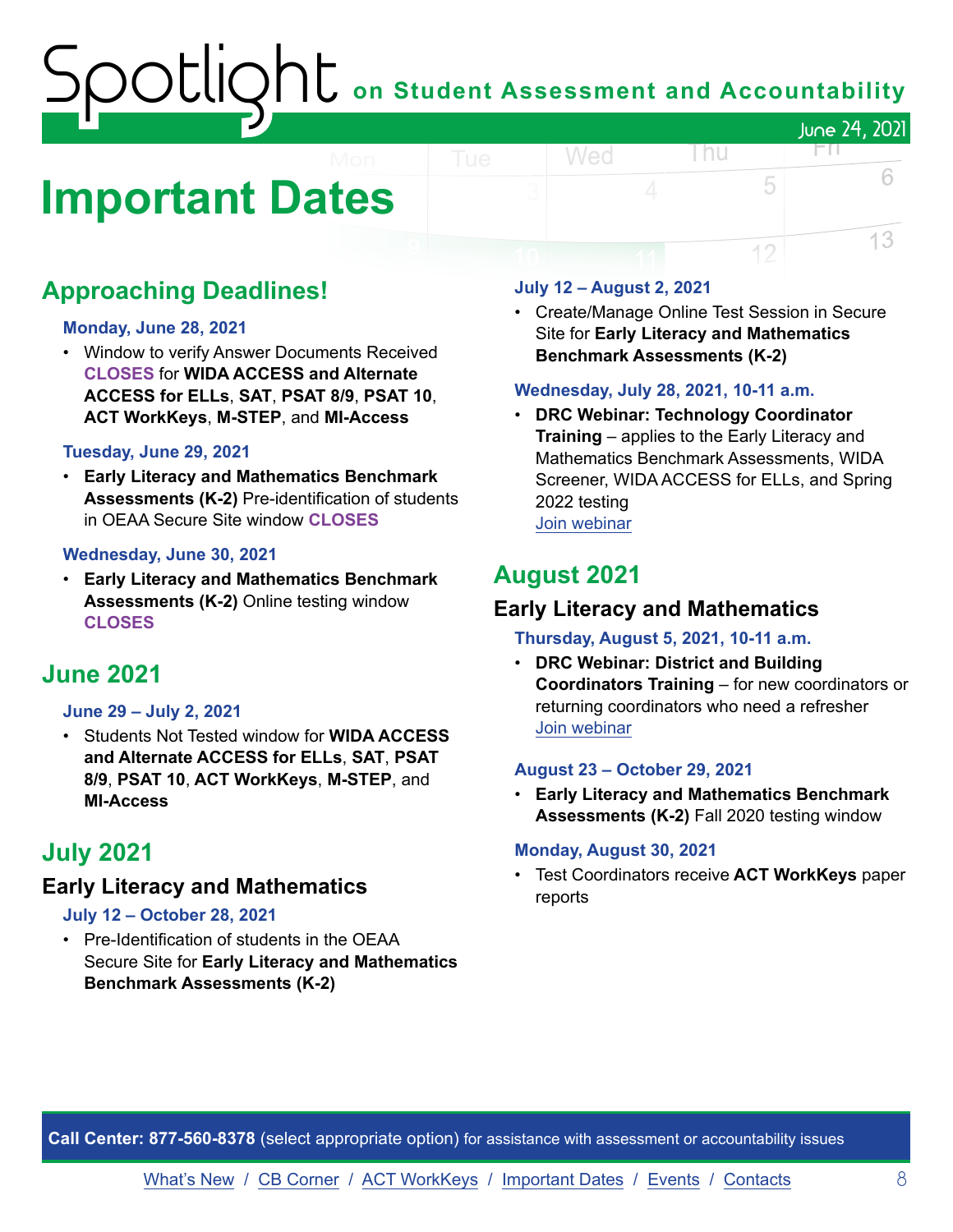# Important Dates

## Approaching Deadlines!

**Monday, June 28, 2021**

- Window to verify Answer Documents Received **CLOSES** for **WIDA ACCESS and Alternate ACCESS for ELLs**, **SAT**, **PSAT 8/9**, **PSAT 10**, **ACT WorkKeys**, **M-STEP**, and **MI-Access**

**Tuesday, June 29, 2021**

- **Early Literacy and Mathematics Benchmark Assessments (K-2)** Pre-identification of students in OEAA Secure Site window **CLOSES**

**Wednesday, June 30, 2021**

- **Early Literacy and Mathematics Benchmark Assessments (K-2)** Online testing window **CLOSES**

## June 2021

**June 29 – July 2, 2021**

- Students Not Tested window for **WIDA ACCESS and Alternate ACCESS for ELLs**, **SAT**, **PSAT 8/9**, **PSAT 10**, **ACT WorkKeys**, **M-STEP**, and **MI-Access**

## July 2021

### Early Literacy and Mathematics

**July 12 – October 28, 2021**

- Pre-Identification of students in the OEAA Secure Site for **Early Literacy and Mathematics Benchmark Assessments (K-2)**

**July 12 – August 2, 2021**

- Create/Manage Online Test Session in Secure Site for **Early Literacy and Mathematics Benchmark Assessments (K-2)**

**Wednesday, July 28, 2021, 10-11 a.m.**

- **DRC Webinar: Technology Coordinator Training** – applies to the Early Literacy and Mathematics Benchmark Assessments, WIDA Screener, WIDA ACCESS for ELLs, and Spring 2022 testing
  Join webinar

## August 2021

### Early Literacy and Mathematics

**Thursday, August 5, 2021, 10-11 a.m.**

- **DRC Webinar: District and Building Coordinators Training** – for new coordinators or returning coordinators who need a refresher
  Join webinar

**August 23 – October 29, 2021**

- **Early Literacy and Mathematics Benchmark Assessments (K-2)** Fall 2020 testing window

**Monday, August 30, 2021**

- Test Coordinators receive **ACT WorkKeys** paper reports

**Call Center: 877-560-8378** (select appropriate option) for assistance with assessment or accountability issues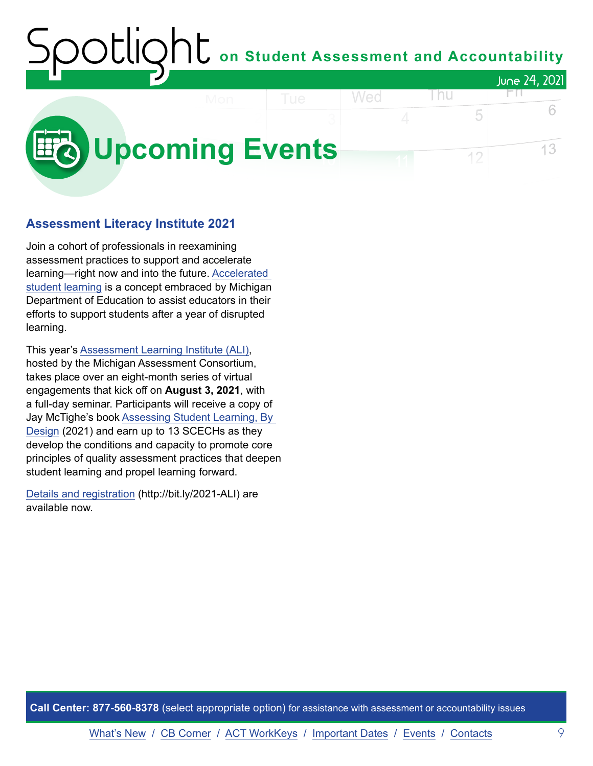# Upcoming Events

## Assessment Literacy Institute 2021

Join a cohort of professionals in reexamining assessment practices to support and accelerate learning—right now and into the future. Accelerated student learning is a concept embraced by Michigan Department of Education to assist educators in their efforts to support students after a year of disrupted learning.

This year's Assessment Learning Institute (ALI), hosted by the Michigan Assessment Consortium, takes place over an eight-month series of virtual engagements that kick off on **August 3, 2021**, with a full-day seminar. Participants will receive a copy of Jay McTighe's book Assessing Student Learning, By Design (2021) and earn up to 13 SCECHs as they develop the conditions and capacity to promote core principles of quality assessment practices that deepen student learning and propel learning forward.

Details and registration (http://bit.ly/2021-ALI) are available now.

**Call Center: 877-560-8378** (select appropriate option) for assistance with assessment or accountability issues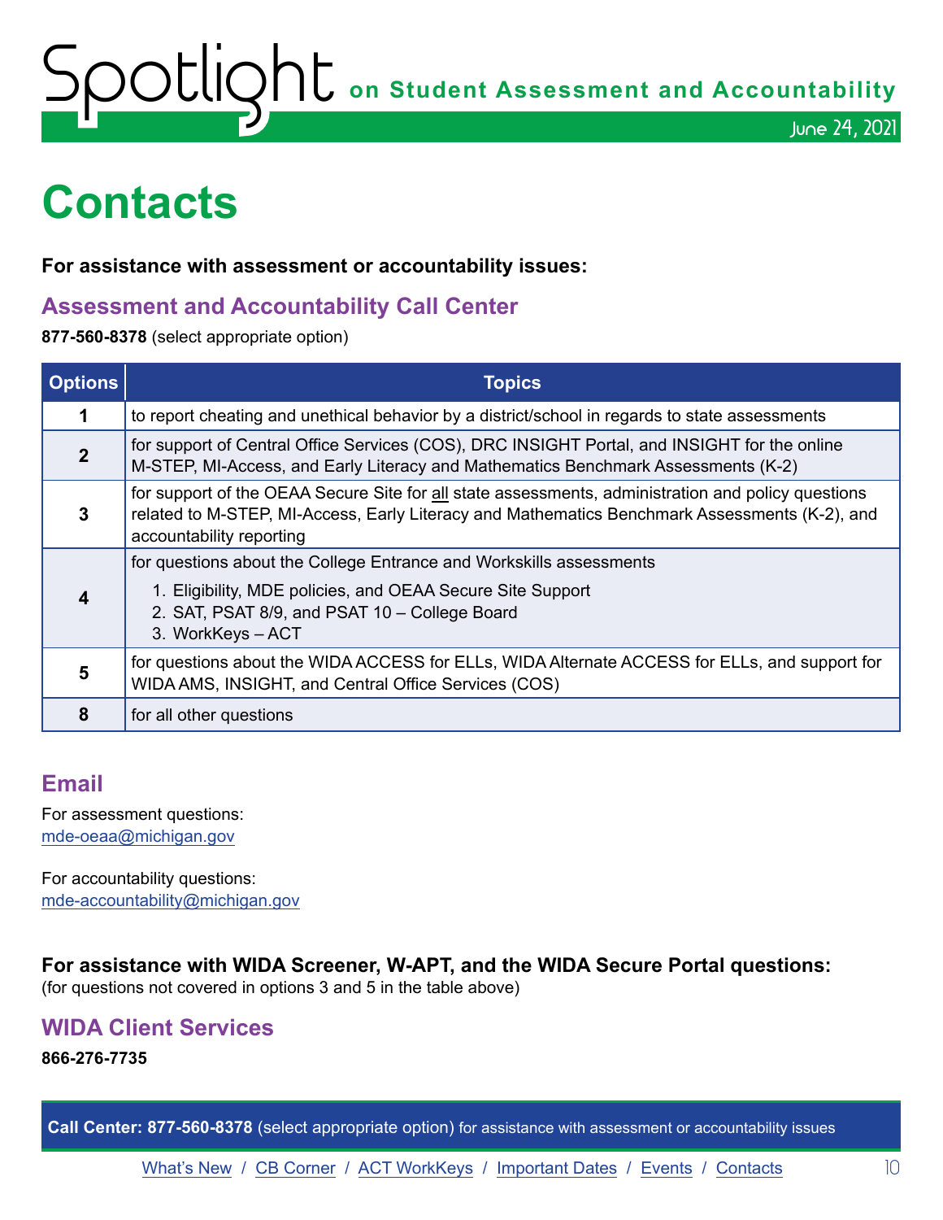# Contacts

**For assistance with assessment or accountability issues:**

## Assessment and Accountability Call Center

**877-560-8378** (select appropriate option)

| Options | Topics |
|---|---|
| **1** | to report cheating and unethical behavior by a district/school in regards to state assessments |
| **2** | for support of Central Office Services (COS), DRC INSIGHT Portal, and INSIGHT for the online M-STEP, MI-Access, and Early Literacy and Mathematics Benchmark Assessments (K-2) |
| **3** | for support of the OEAA Secure Site for all state assessments, administration and policy questions related to M-STEP, MI-Access, Early Literacy and Mathematics Benchmark Assessments (K-2), and accountability reporting |
| **4** | for questions about the College Entrance and Workskills assessments<br>1. Eligibility, MDE policies, and OEAA Secure Site Support<br>2. SAT, PSAT 8/9, and PSAT 10 – College Board<br>3. WorkKeys – ACT |
| **5** | for questions about the WIDA ACCESS for ELLs, WIDA Alternate ACCESS for ELLs, and support for WIDA AMS, INSIGHT, and Central Office Services (COS) |
| **8** | for all other questions |

## Email

For assessment questions:
mde-oeaa@michigan.gov

For accountability questions:
mde-accountability@michigan.gov

**For assistance with WIDA Screener, W-APT, and the WIDA Secure Portal questions:**
(for questions not covered in options 3 and 5 in the table above)

## WIDA Client Services

**866-276-7735**